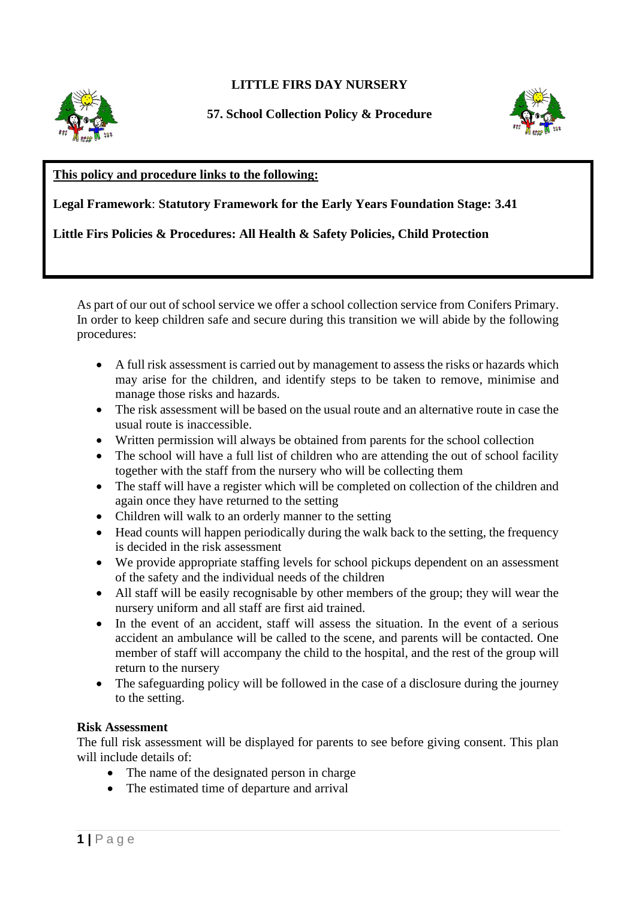**LITTLE FIRS DAY NURSERY**

**57. School Collection Policy & Procedure**

**This policy and procedure links to the following:**

**Legal Framework**: **Statutory Framework for the Early Years Foundation Stage: 3.41**

**Little Firs Policies & Procedures: All Health & Safety Policies, Child Protection**

As part of our out of school service we offer a school collection service from Conifers Primary. In order to keep children safe and secure during this transition we will abide by the following procedures:

- A full risk assessment is carried out by management to assess the risks or hazards which may arise for the children, and identify steps to be taken to remove, minimise and manage those risks and hazards.
- The risk assessment will be based on the usual route and an alternative route in case the usual route is inaccessible.
- Written permission will always be obtained from parents for the school collection
- The school will have a full list of children who are attending the out of school facility together with the staff from the nursery who will be collecting them
- The staff will have a register which will be completed on collection of the children and again once they have returned to the setting
- Children will walk to an orderly manner to the setting
- Head counts will happen periodically during the walk back to the setting, the frequency is decided in the risk assessment
- We provide appropriate staffing levels for school pickups dependent on an assessment of the safety and the individual needs of the children
- All staff will be easily recognisable by other members of the group; they will wear the nursery uniform and all staff are first aid trained.
- In the event of an accident, staff will assess the situation. In the event of a serious accident an ambulance will be called to the scene, and parents will be contacted. One member of staff will accompany the child to the hospital, and the rest of the group will return to the nursery
- The safeguarding policy will be followed in the case of a disclosure during the journey to the setting.

**Risk Assessment**

The full risk assessment will be displayed for parents to see before giving consent. This plan will include details of:

- The name of the designated person in charge
- The estimated time of departure and arrival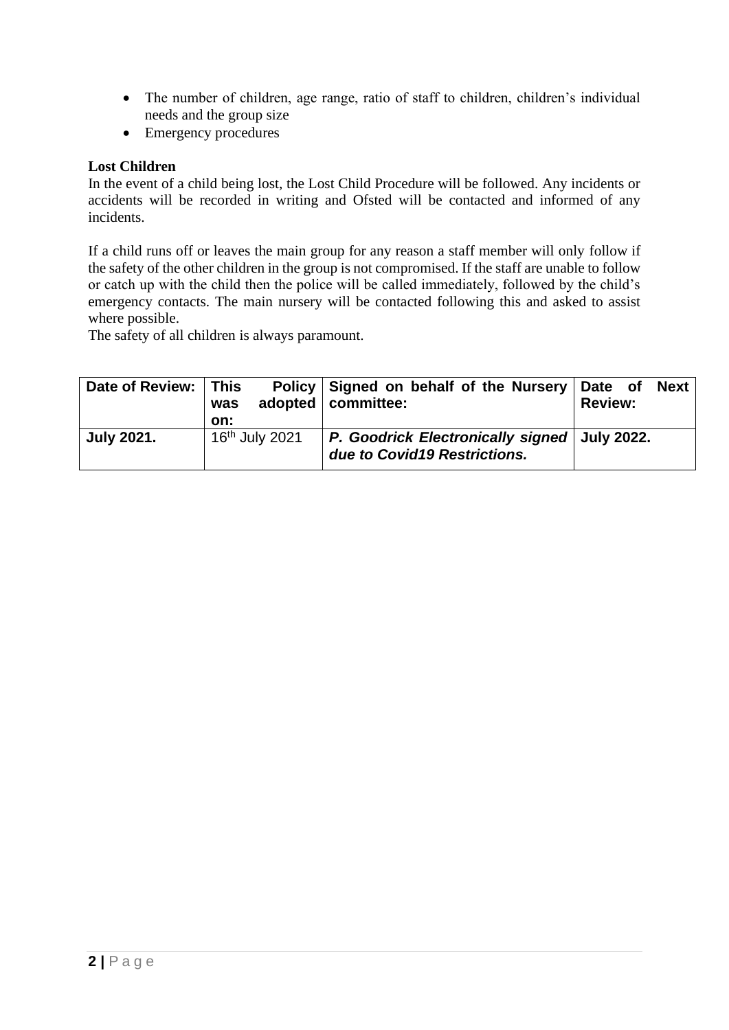- The number of children, age range, ratio of staff to children, children's individual needs and the group size
- Emergency procedures

**Lost Children**

In the event of a child being lost, the Lost Child Procedure will be followed. Any incidents or accidents will be recorded in writing and Ofsted will be contacted and informed of any incidents.

If a child runs off or leaves the main group for any reason a staff member will only follow if the safety of the other children in the group is not compromised. If the staff are unable to follow or catch up with the child then the police will be called immediately, followed by the child's emergency contacts. The main nursery will be contacted following this and asked to assist where possible.

The safety of all children is always paramount.

| Date of Review: | This Policy was adopted on: | Signed on behalf of the Nursery committee: | Date of Next Review: |
|---|---|---|---|
| **July 2021.** | 16th July 2021 | ***P. Goodrick Electronically signed due to Covid19 Restrictions.*** | **July 2022.** |